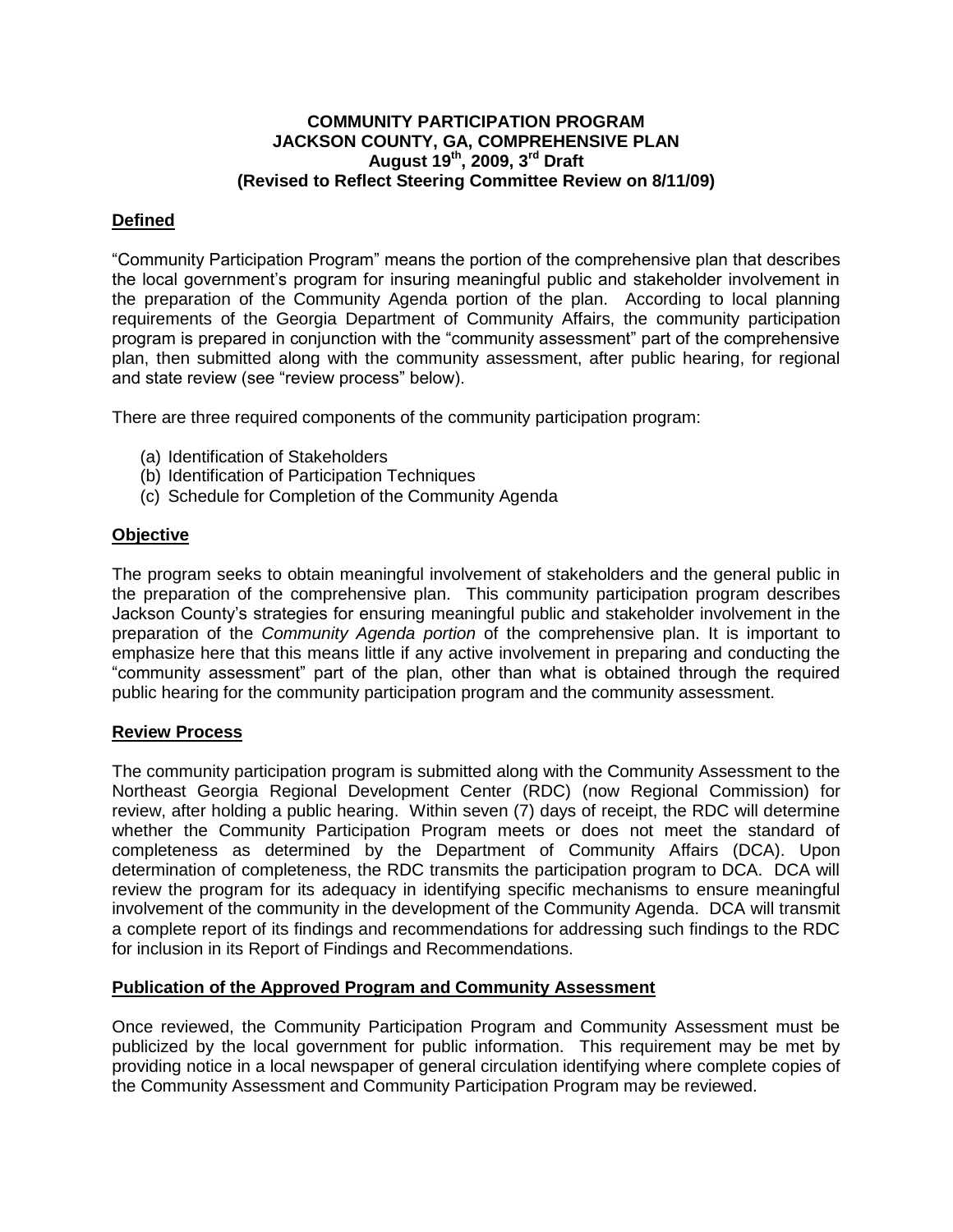# COMMUNITY PARTICIPATION PROGRAM
## JACKSON COUNTY, GA, COMPREHENSIVE PLAN
### August 19th, 2009, 3rd Draft
### (Revised to Reflect Steering Committee Review on 8/11/09)

## Defined

"Community Participation Program" means the portion of the comprehensive plan that describes the local government's program for insuring meaningful public and stakeholder involvement in the preparation of the Community Agenda portion of the plan. According to local planning requirements of the Georgia Department of Community Affairs, the community participation program is prepared in conjunction with the "community assessment" part of the comprehensive plan, then submitted along with the community assessment, after public hearing, for regional and state review (see "review process" below).

There are three required components of the community participation program:

(a) Identification of Stakeholders
(b) Identification of Participation Techniques
(c) Schedule for Completion of the Community Agenda

## Objective

The program seeks to obtain meaningful involvement of stakeholders and the general public in the preparation of the comprehensive plan. This community participation program describes Jackson County's strategies for ensuring meaningful public and stakeholder involvement in the preparation of the *Community Agenda portion* of the comprehensive plan. It is important to emphasize here that this means little if any active involvement in preparing and conducting the "community assessment" part of the plan, other than what is obtained through the required public hearing for the community participation program and the community assessment.

## Review Process

The community participation program is submitted along with the Community Assessment to the Northeast Georgia Regional Development Center (RDC) (now Regional Commission) for review, after holding a public hearing. Within seven (7) days of receipt, the RDC will determine whether the Community Participation Program meets or does not meet the standard of completeness as determined by the Department of Community Affairs (DCA). Upon determination of completeness, the RDC transmits the participation program to DCA. DCA will review the program for its adequacy in identifying specific mechanisms to ensure meaningful involvement of the community in the development of the Community Agenda. DCA will transmit a complete report of its findings and recommendations for addressing such findings to the RDC for inclusion in its Report of Findings and Recommendations.

## Publication of the Approved Program and Community Assessment

Once reviewed, the Community Participation Program and Community Assessment must be publicized by the local government for public information. This requirement may be met by providing notice in a local newspaper of general circulation identifying where complete copies of the Community Assessment and Community Participation Program may be reviewed.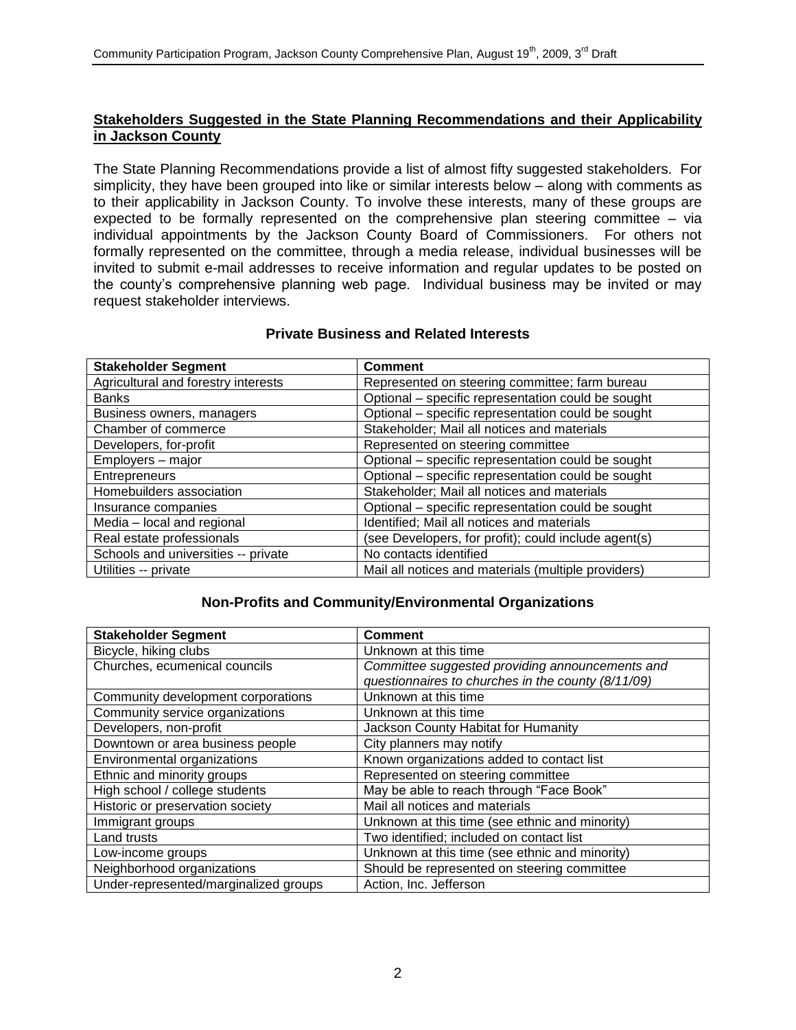## Stakeholders Suggested in the State Planning Recommendations and their Applicability in Jackson County

The State Planning Recommendations provide a list of almost fifty suggested stakeholders. For simplicity, they have been grouped into like or similar interests below – along with comments as to their applicability in Jackson County. To involve these interests, many of these groups are expected to be formally represented on the comprehensive plan steering committee – via individual appointments by the Jackson County Board of Commissioners. For others not formally represented on the committee, through a media release, individual businesses will be invited to submit e-mail addresses to receive information and regular updates to be posted on the county's comprehensive planning web page. Individual business may be invited or may request stakeholder interviews.

### Private Business and Related Interests

| Stakeholder Segment | Comment |
|---|---|
| Agricultural and forestry interests | Represented on steering committee; farm bureau |
| Banks | Optional – specific representation could be sought |
| Business owners, managers | Optional – specific representation could be sought |
| Chamber of commerce | Stakeholder; Mail all notices and materials |
| Developers, for-profit | Represented on steering committee |
| Employers – major | Optional – specific representation could be sought |
| Entrepreneurs | Optional – specific representation could be sought |
| Homebuilders association | Stakeholder; Mail all notices and materials |
| Insurance companies | Optional – specific representation could be sought |
| Media – local and regional | Identified; Mail all notices and materials |
| Real estate professionals | (see Developers, for profit); could include agent(s) |
| Schools and universities -- private | No contacts identified |
| Utilities -- private | Mail all notices and materials (multiple providers) |

### Non-Profits and Community/Environmental Organizations

| Stakeholder Segment | Comment |
|---|---|
| Bicycle, hiking clubs | Unknown at this time |
| Churches, ecumenical councils | *Committee suggested providing announcements and questionnaires to churches in the county (8/11/09)* |
| Community development corporations | Unknown at this time |
| Community service organizations | Unknown at this time |
| Developers, non-profit | Jackson County Habitat for Humanity |
| Downtown or area business people | City planners may notify |
| Environmental organizations | Known organizations added to contact list |
| Ethnic and minority groups | Represented on steering committee |
| High school / college students | May be able to reach through "Face Book" |
| Historic or preservation society | Mail all notices and materials |
| Immigrant groups | Unknown at this time (see ethnic and minority) |
| Land trusts | Two identified; included on contact list |
| Low-income groups | Unknown at this time (see ethnic and minority) |
| Neighborhood organizations | Should be represented on steering committee |
| Under-represented/marginalized groups | Action, Inc. Jefferson |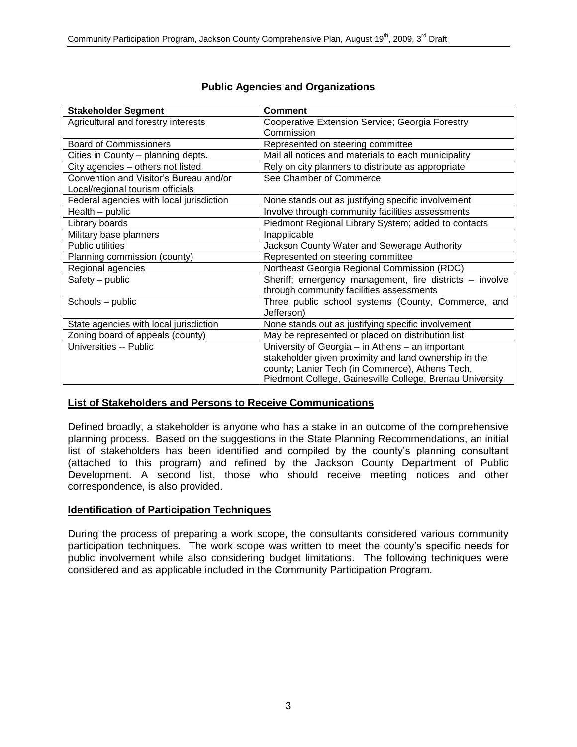## Public Agencies and Organizations

| Stakeholder Segment | Comment |
|---|---|
| Agricultural and forestry interests | Cooperative Extension Service; Georgia Forestry Commission |
| Board of Commissioners | Represented on steering committee |
| Cities in County – planning depts. | Mail all notices and materials to each municipality |
| City agencies – others not listed | Rely on city planners to distribute as appropriate |
| Convention and Visitor's Bureau and/or Local/regional tourism officials | See Chamber of Commerce |
| Federal agencies with local jurisdiction | None stands out as justifying specific involvement |
| Health – public | Involve through community facilities assessments |
| Library boards | Piedmont Regional Library System; added to contacts |
| Military base planners | Inapplicable |
| Public utilities | Jackson County Water and Sewerage Authority |
| Planning commission (county) | Represented on steering committee |
| Regional agencies | Northeast Georgia Regional Commission (RDC) |
| Safety – public | Sheriff; emergency management, fire districts – involve through community facilities assessments |
| Schools – public | Three public school systems (County, Commerce, and Jefferson) |
| State agencies with local jurisdiction | None stands out as justifying specific involvement |
| Zoning board of appeals (county) | May be represented or placed on distribution list |
| Universities -- Public | University of Georgia – in Athens – an important stakeholder given proximity and land ownership in the county; Lanier Tech (in Commerce), Athens Tech, Piedmont College, Gainesville College, Brenau University |

### List of Stakeholders and Persons to Receive Communications

Defined broadly, a stakeholder is anyone who has a stake in an outcome of the comprehensive planning process. Based on the suggestions in the State Planning Recommendations, an initial list of stakeholders has been identified and compiled by the county's planning consultant (attached to this program) and refined by the Jackson County Department of Public Development. A second list, those who should receive meeting notices and other correspondence, is also provided.

### Identification of Participation Techniques

During the process of preparing a work scope, the consultants considered various community participation techniques. The work scope was written to meet the county's specific needs for public involvement while also considering budget limitations. The following techniques were considered and as applicable included in the Community Participation Program.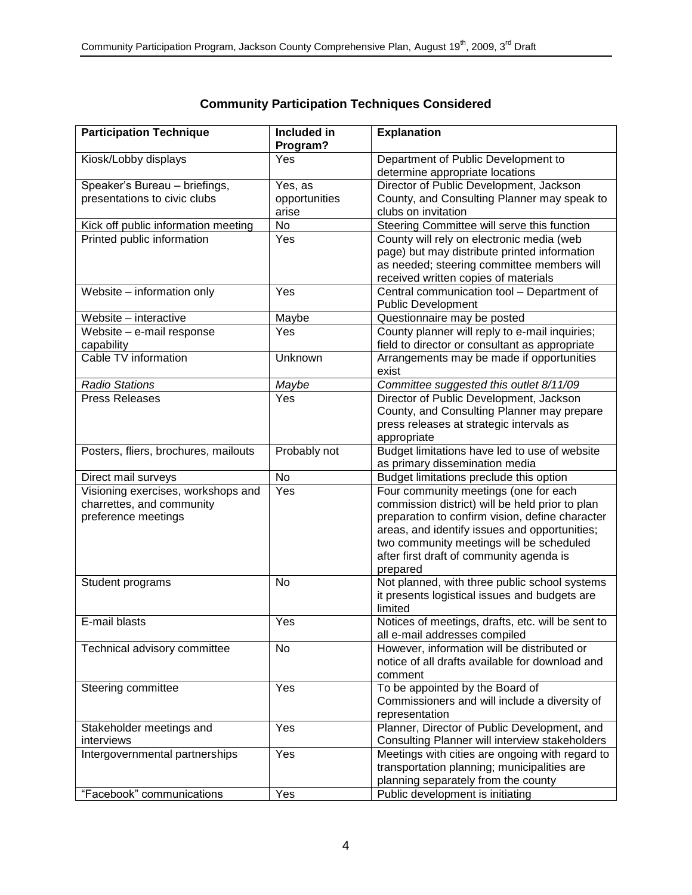## Community Participation Techniques Considered

| Participation Technique | Included in Program? | Explanation |
|---|---|---|
| Kiosk/Lobby displays | Yes | Department of Public Development to determine appropriate locations |
| Speaker's Bureau – briefings, presentations to civic clubs | Yes, as opportunities arise | Director of Public Development, Jackson County, and Consulting Planner may speak to clubs on invitation |
| Kick off public information meeting | No | Steering Committee will serve this function |
| Printed public information | Yes | County will rely on electronic media (web page) but may distribute printed information as needed; steering committee members will received written copies of materials |
| Website – information only | Yes | Central communication tool – Department of Public Development |
| Website – interactive | Maybe | Questionnaire may be posted |
| Website – e-mail response capability | Yes | County planner will reply to e-mail inquiries; field to director or consultant as appropriate |
| Cable TV information | Unknown | Arrangements may be made if opportunities exist |
| *Radio Stations* | *Maybe* | *Committee suggested this outlet 8/11/09* |
| Press Releases | Yes | Director of Public Development, Jackson County, and Consulting Planner may prepare press releases at strategic intervals as appropriate |
| Posters, fliers, brochures, mailouts | Probably not | Budget limitations have led to use of website as primary dissemination media |
| Direct mail surveys | No | Budget limitations preclude this option |
| Visioning exercises, workshops and charrettes, and community preference meetings | Yes | Four community meetings (one for each commission district) will be held prior to plan preparation to confirm vision, define character areas, and identify issues and opportunities; two community meetings will be scheduled after first draft of community agenda is prepared |
| Student programs | No | Not planned, with three public school systems it presents logistical issues and budgets are limited |
| E-mail blasts | Yes | Notices of meetings, drafts, etc. will be sent to all e-mail addresses compiled |
| Technical advisory committee | No | However, information will be distributed or notice of all drafts available for download and comment |
| Steering committee | Yes | To be appointed by the Board of Commissioners and will include a diversity of representation |
| Stakeholder meetings and interviews | Yes | Planner, Director of Public Development, and Consulting Planner will interview stakeholders |
| Intergovernmental partnerships | Yes | Meetings with cities are ongoing with regard to transportation planning; municipalities are planning separately from the county |
| "Facebook" communications | Yes | Public development is initiating |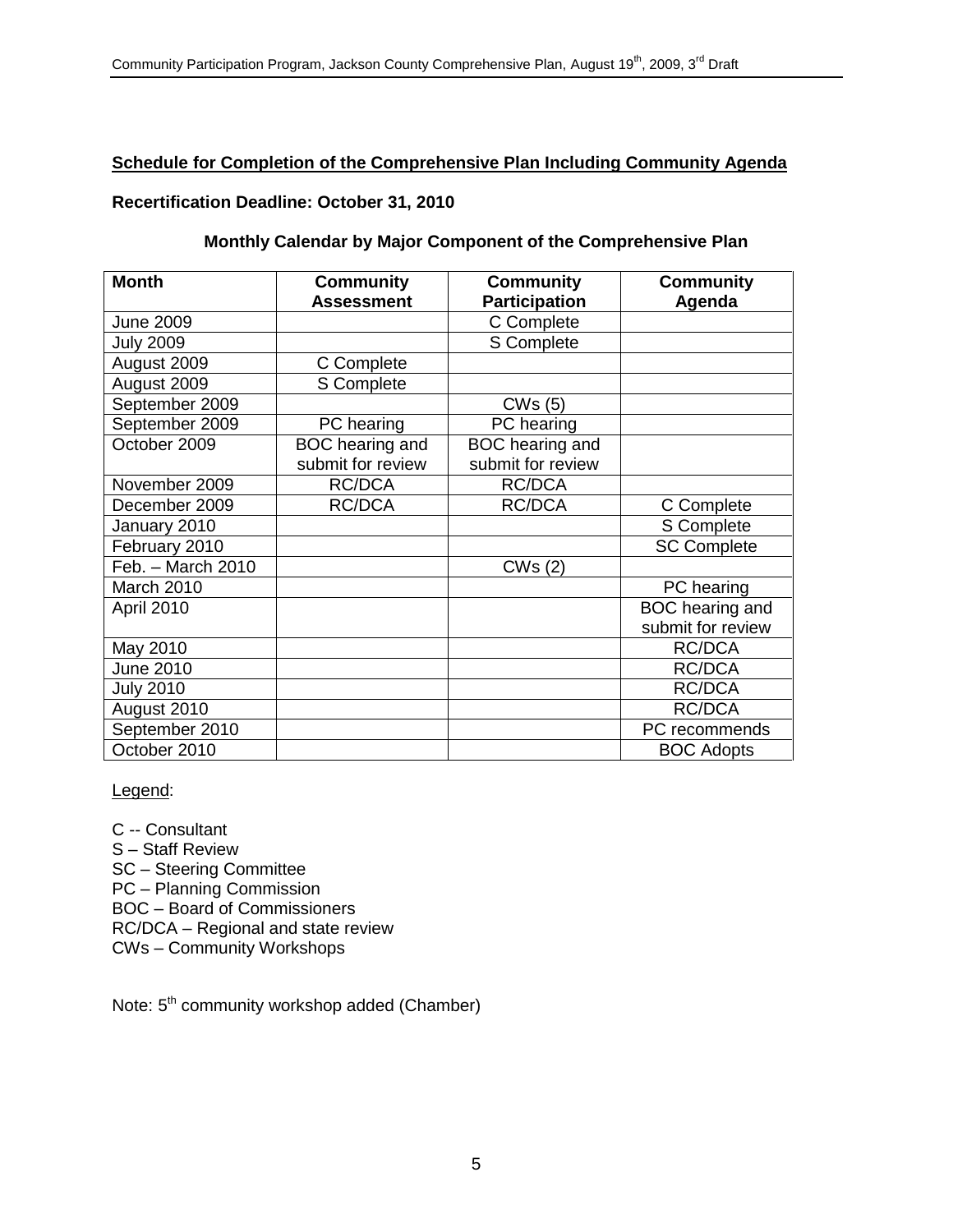## Schedule for Completion of the Comprehensive Plan Including Community Agenda

**Recertification Deadline: October 31, 2010**

**Monthly Calendar by Major Component of the Comprehensive Plan**

| Month | Community Assessment | Community Participation | Community Agenda |
|---|---|---|---|
| June 2009 | | C Complete | |
| July 2009 | | S Complete | |
| August 2009 | C Complete | | |
| August 2009 | S Complete | | |
| September 2009 | | CWs (5) | |
| September 2009 | PC hearing | PC hearing | |
| October 2009 | BOC hearing and submit for review | BOC hearing and submit for review | |
| November 2009 | RC/DCA | RC/DCA | |
| December 2009 | RC/DCA | RC/DCA | C Complete |
| January 2010 | | | S Complete |
| February 2010 | | | SC Complete |
| Feb. – March 2010 | | CWs (2) | |
| March 2010 | | | PC hearing |
| April 2010 | | | BOC hearing and submit for review |
| May 2010 | | | RC/DCA |
| June 2010 | | | RC/DCA |
| July 2010 | | | RC/DCA |
| August 2010 | | | RC/DCA |
| September 2010 | | | PC recommends |
| October 2010 | | | BOC Adopts |

Legend:

C -- Consultant
S – Staff Review
SC – Steering Committee
PC – Planning Commission
BOC – Board of Commissioners
RC/DCA – Regional and state review
CWs – Community Workshops

Note: 5th community workshop added (Chamber)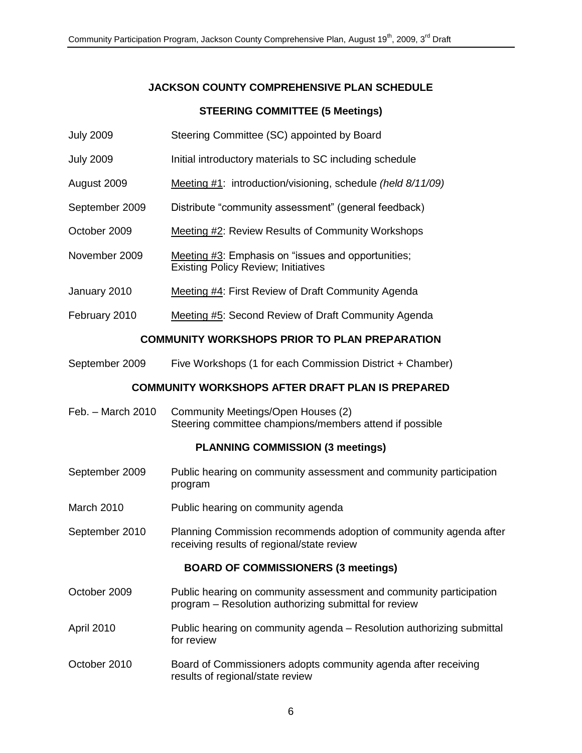## JACKSON COUNTY COMPREHENSIVE PLAN SCHEDULE

### STEERING COMMITTEE (5 Meetings)

| | |
|---|---|
| July 2009 | Steering Committee (SC) appointed by Board |
| July 2009 | Initial introductory materials to SC including schedule |
| August 2009 | Meeting #1: introduction/visioning, schedule *(held 8/11/09)* |
| September 2009 | Distribute "community assessment" (general feedback) |
| October 2009 | Meeting #2: Review Results of Community Workshops |
| November 2009 | Meeting #3: Emphasis on "issues and opportunities; Existing Policy Review; Initiatives |
| January 2010 | Meeting #4: First Review of Draft Community Agenda |
| February 2010 | Meeting #5: Second Review of Draft Community Agenda |

### COMMUNITY WORKSHOPS PRIOR TO PLAN PREPARATION

| | |
|---|---|
| September 2009 | Five Workshops (1 for each Commission District + Chamber) |

### COMMUNITY WORKSHOPS AFTER DRAFT PLAN IS PREPARED

| | |
|---|---|
| Feb. – March 2010 | Community Meetings/Open Houses (2)<br>Steering committee champions/members attend if possible |

### PLANNING COMMISSION (3 meetings)

| | |
|---|---|
| September 2009 | Public hearing on community assessment and community participation program |
| March 2010 | Public hearing on community agenda |
| September 2010 | Planning Commission recommends adoption of community agenda after receiving results of regional/state review |

### BOARD OF COMMISSIONERS (3 meetings)

| | |
|---|---|
| October 2009 | Public hearing on community assessment and community participation program – Resolution authorizing submittal for review |
| April 2010 | Public hearing on community agenda – Resolution authorizing submittal for review |
| October 2010 | Board of Commissioners adopts community agenda after receiving results of regional/state review |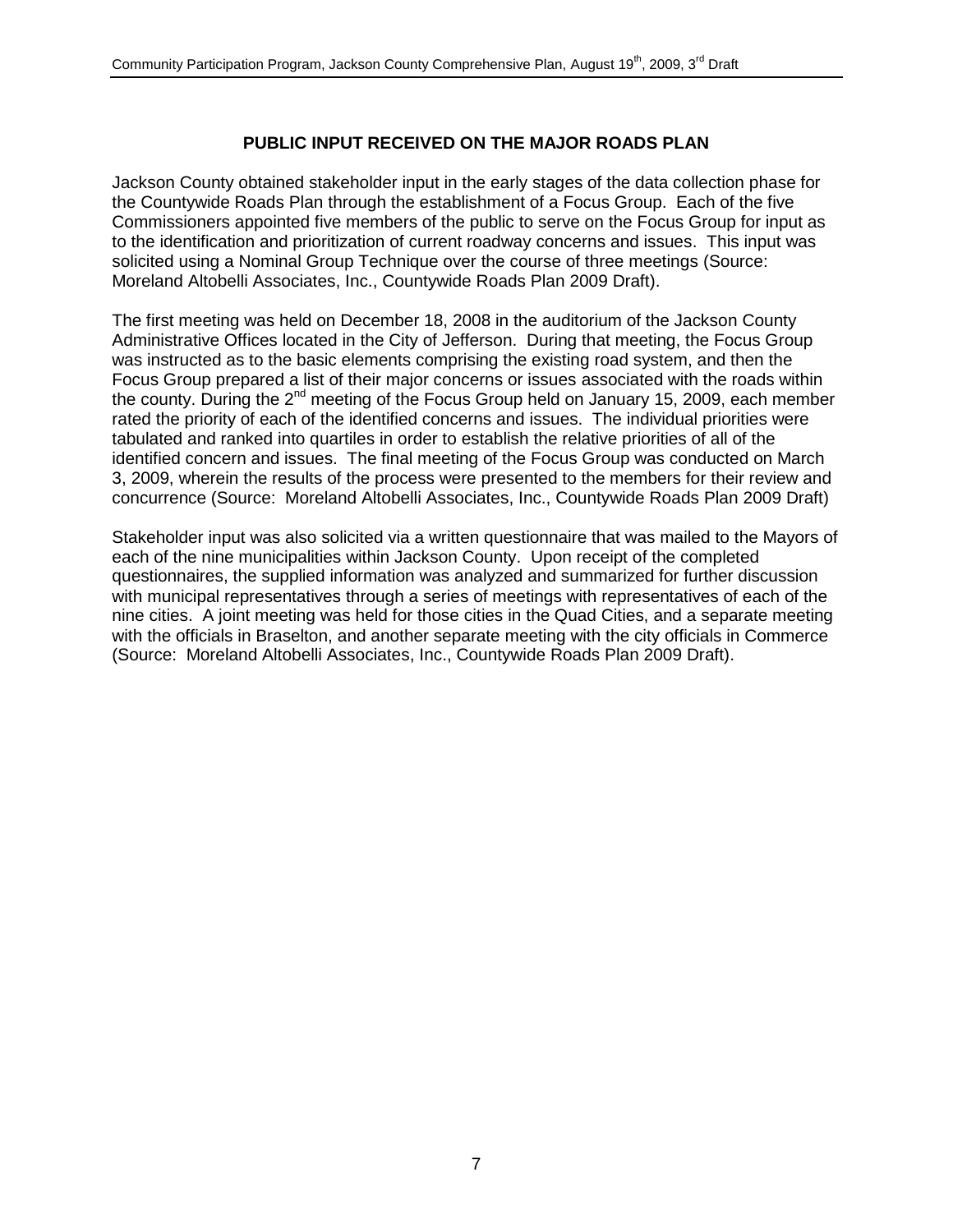## PUBLIC INPUT RECEIVED ON THE MAJOR ROADS PLAN

Jackson County obtained stakeholder input in the early stages of the data collection phase for the Countywide Roads Plan through the establishment of a Focus Group. Each of the five Commissioners appointed five members of the public to serve on the Focus Group for input as to the identification and prioritization of current roadway concerns and issues. This input was solicited using a Nominal Group Technique over the course of three meetings (Source: Moreland Altobelli Associates, Inc., Countywide Roads Plan 2009 Draft).

The first meeting was held on December 18, 2008 in the auditorium of the Jackson County Administrative Offices located in the City of Jefferson. During that meeting, the Focus Group was instructed as to the basic elements comprising the existing road system, and then the Focus Group prepared a list of their major concerns or issues associated with the roads within the county. During the 2nd meeting of the Focus Group held on January 15, 2009, each member rated the priority of each of the identified concerns and issues. The individual priorities were tabulated and ranked into quartiles in order to establish the relative priorities of all of the identified concern and issues. The final meeting of the Focus Group was conducted on March 3, 2009, wherein the results of the process were presented to the members for their review and concurrence (Source: Moreland Altobelli Associates, Inc., Countywide Roads Plan 2009 Draft)

Stakeholder input was also solicited via a written questionnaire that was mailed to the Mayors of each of the nine municipalities within Jackson County. Upon receipt of the completed questionnaires, the supplied information was analyzed and summarized for further discussion with municipal representatives through a series of meetings with representatives of each of the nine cities. A joint meeting was held for those cities in the Quad Cities, and a separate meeting with the officials in Braselton, and another separate meeting with the city officials in Commerce (Source: Moreland Altobelli Associates, Inc., Countywide Roads Plan 2009 Draft).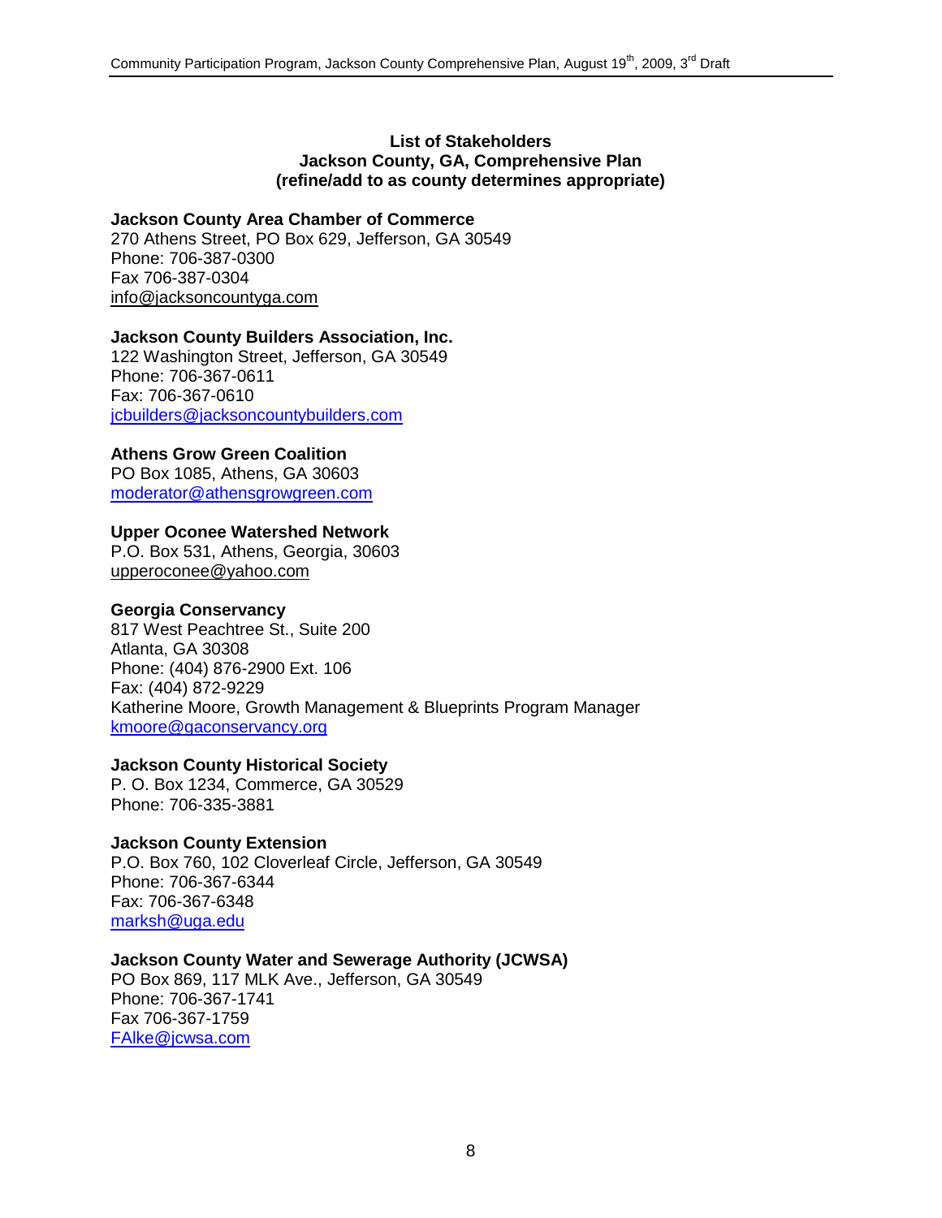**List of Stakeholders**
**Jackson County, GA, Comprehensive Plan**
**(refine/add to as county determines appropriate)**

**Jackson County Area Chamber of Commerce**
270 Athens Street, PO Box 629, Jefferson, GA 30549
Phone: 706-387-0300
Fax 706-387-0304
info@jacksoncountyga.com

**Jackson County Builders Association, Inc.**
122 Washington Street, Jefferson, GA 30549
Phone: 706-367-0611
Fax: 706-367-0610
jcbuilders@jacksoncountybuilders.com

**Athens Grow Green Coalition**
PO Box 1085, Athens, GA 30603
moderator@athensgrowgreen.com

**Upper Oconee Watershed Network**
P.O. Box 531, Athens, Georgia, 30603
upperoconee@yahoo.com

**Georgia Conservancy**
817 West Peachtree St., Suite 200
Atlanta, GA 30308
Phone: (404) 876-2900 Ext. 106
Fax: (404) 872-9229
Katherine Moore, Growth Management & Blueprints Program Manager
kmoore@gaconservancy.org

**Jackson County Historical Society**
P. O. Box 1234, Commerce, GA 30529
Phone: 706-335-3881

**Jackson County Extension**
P.O. Box 760, 102 Cloverleaf Circle, Jefferson, GA 30549
Phone: 706-367-6344
Fax: 706-367-6348
marksh@uga.edu

**Jackson County Water and Sewerage Authority (JCWSA)**
PO Box 869, 117 MLK Ave., Jefferson, GA 30549
Phone: 706-367-1741
Fax 706-367-1759
FAlke@jcwsa.com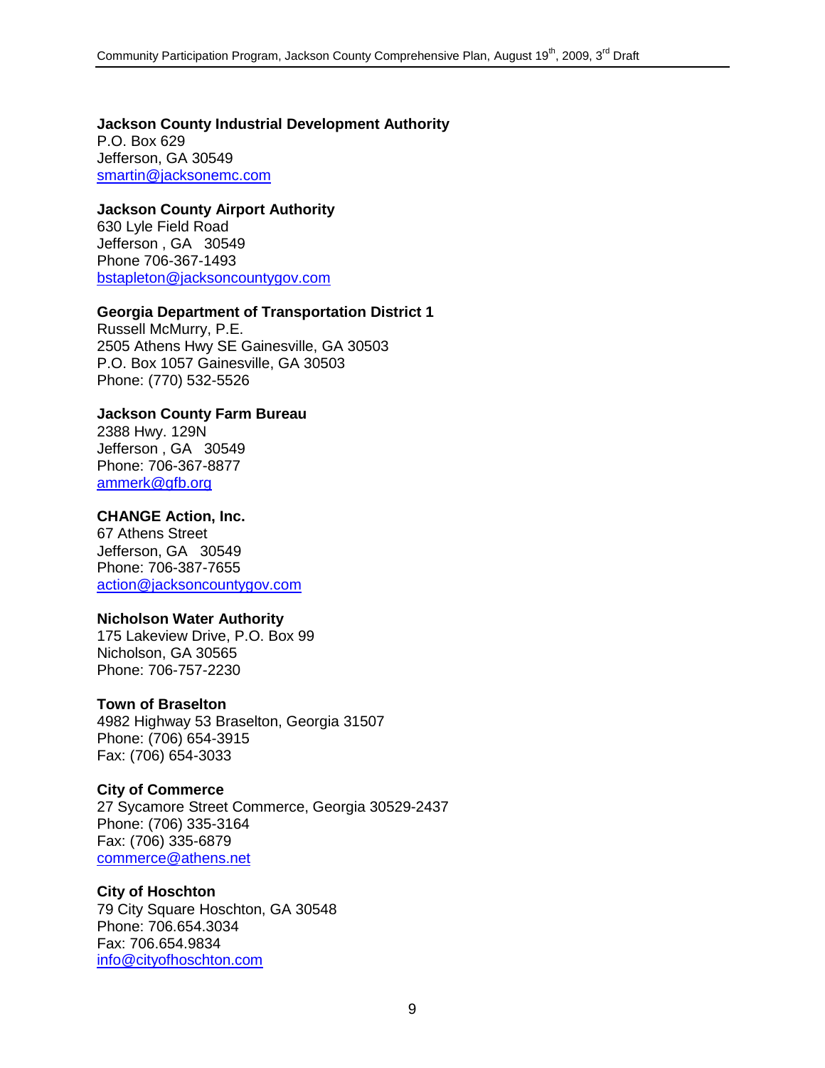**Jackson County Industrial Development Authority**
P.O. Box 629
Jefferson, GA 30549
smartin@jacksonemc.com

**Jackson County Airport Authority**
630 Lyle Field Road
Jefferson , GA 30549
Phone 706-367-1493
bstapleton@jacksoncountygov.com

**Georgia Department of Transportation District 1**
Russell McMurry, P.E.
2505 Athens Hwy SE Gainesville, GA 30503
P.O. Box 1057 Gainesville, GA 30503
Phone: (770) 532-5526

**Jackson County Farm Bureau**
2388 Hwy. 129N
Jefferson , GA 30549
Phone: 706-367-8877
ammerk@gfb.org

**CHANGE Action, Inc.**
67 Athens Street
Jefferson, GA 30549
Phone: 706-387-7655
action@jacksoncountygov.com

**Nicholson Water Authority**
175 Lakeview Drive, P.O. Box 99
Nicholson, GA 30565
Phone: 706-757-2230

**Town of Braselton**
4982 Highway 53 Braselton, Georgia 31507
Phone: (706) 654-3915
Fax: (706) 654-3033

**City of Commerce**
27 Sycamore Street Commerce, Georgia 30529-2437
Phone: (706) 335-3164
Fax: (706) 335-6879
commerce@athens.net

**City of Hoschton**
79 City Square Hoschton, GA 30548
Phone: 706.654.3034
Fax: 706.654.9834
info@cityofhoschton.com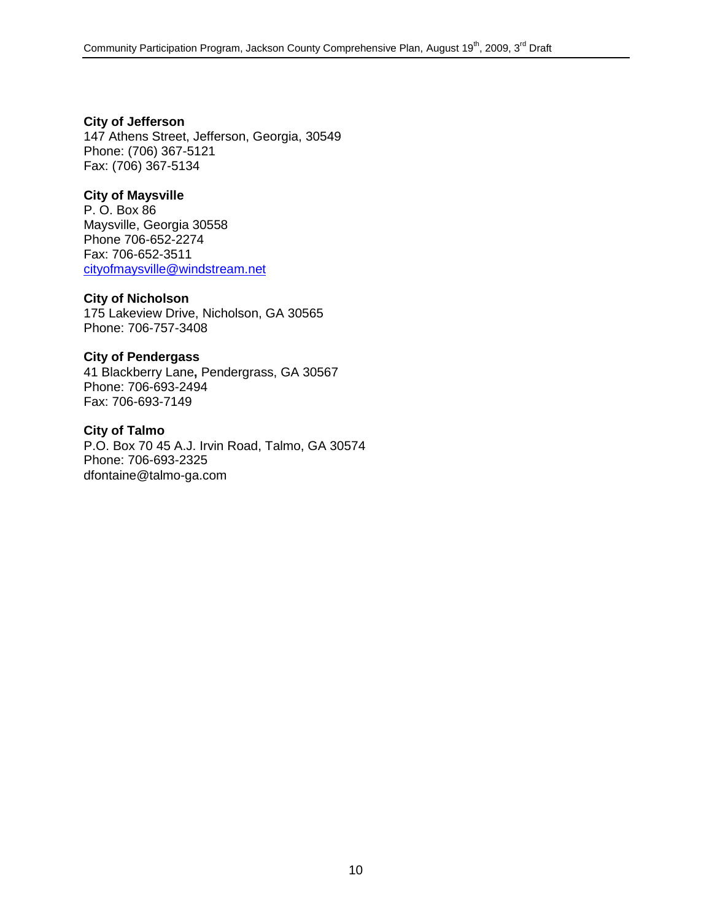**City of Jefferson**
147 Athens Street, Jefferson, Georgia, 30549
Phone: (706) 367-5121
Fax: (706) 367-5134

**City of Maysville**
P. O. Box 86
Maysville, Georgia 30558
Phone 706-652-2274
Fax: 706-652-3511
cityofmaysville@windstream.net

**City of Nicholson**
175 Lakeview Drive, Nicholson, GA 30565
Phone: 706-757-3408

**City of Pendergass**
41 Blackberry Lane**,** Pendergrass, GA 30567
Phone: 706-693-2494
Fax: 706-693-7149

**City of Talmo**
P.O. Box 70 45 A.J. Irvin Road, Talmo, GA 30574
Phone: 706-693-2325
dfontaine@talmo-ga.com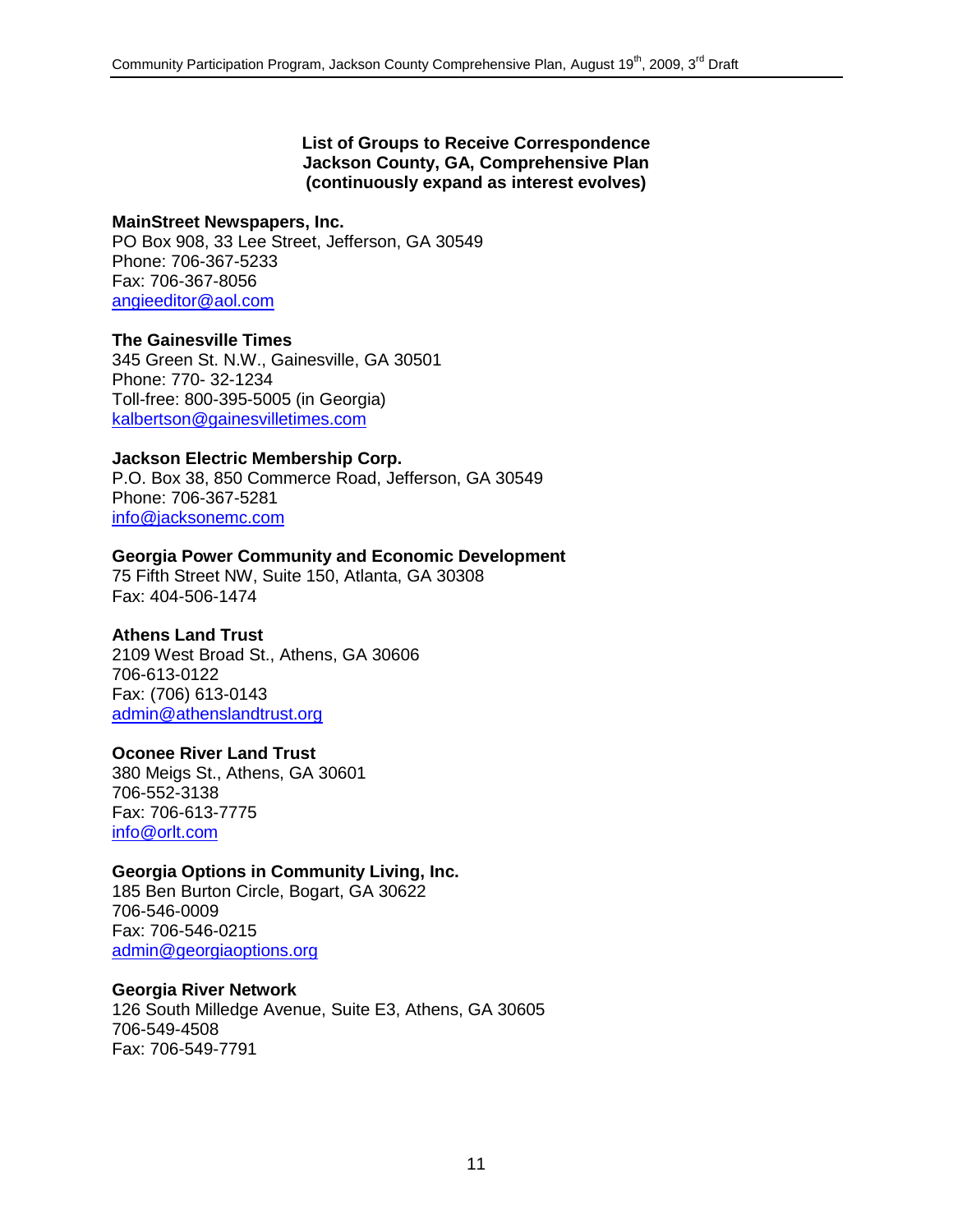**List of Groups to Receive Correspondence**
**Jackson County, GA, Comprehensive Plan**
**(continuously expand as interest evolves)**

**MainStreet Newspapers, Inc.**
PO Box 908, 33 Lee Street, Jefferson, GA 30549
Phone: 706-367-5233
Fax: 706-367-8056
angieeditor@aol.com

**The Gainesville Times**
345 Green St. N.W., Gainesville, GA 30501
Phone: 770- 32-1234
Toll-free: 800-395-5005 (in Georgia)
kalbertson@gainesvilletimes.com

**Jackson Electric Membership Corp.**
P.O. Box 38, 850 Commerce Road, Jefferson, GA 30549
Phone: 706-367-5281
info@jacksonemc.com

**Georgia Power Community and Economic Development**
75 Fifth Street NW, Suite 150, Atlanta, GA 30308
Fax: 404-506-1474

**Athens Land Trust**
2109 West Broad St., Athens, GA 30606
706-613-0122
Fax: (706) 613-0143
admin@athenslandtrust.org

**Oconee River Land Trust**
380 Meigs St., Athens, GA 30601
706-552-3138
Fax: 706-613-7775
info@orlt.com

**Georgia Options in Community Living, Inc.**
185 Ben Burton Circle, Bogart, GA 30622
706-546-0009
Fax: 706-546-0215
admin@georgiaoptions.org

**Georgia River Network**
126 South Milledge Avenue, Suite E3, Athens, GA 30605
706-549-4508
Fax: 706-549-7791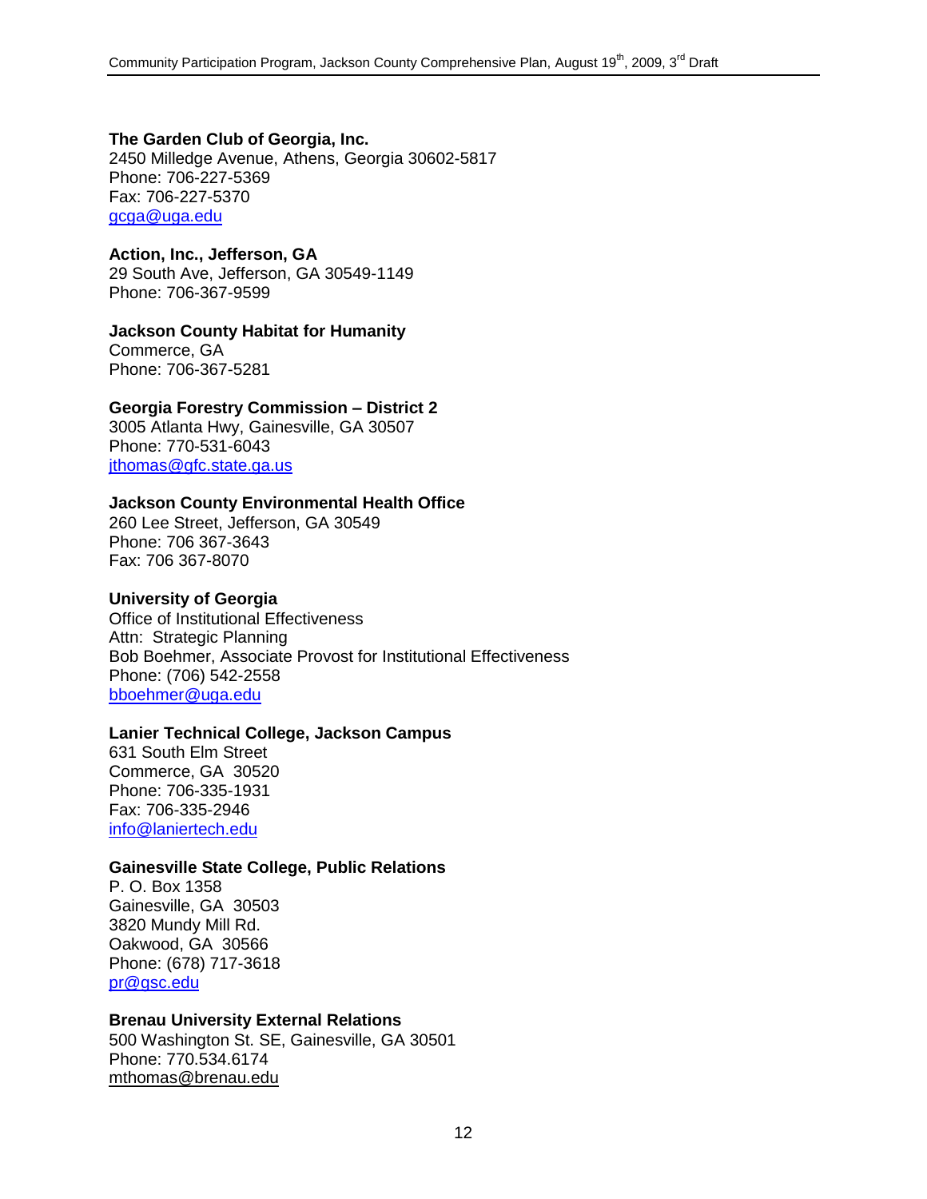**The Garden Club of Georgia, Inc.**
2450 Milledge Avenue, Athens, Georgia 30602-5817
Phone: 706-227-5369
Fax: 706-227-5370
gcga@uga.edu

**Action, Inc., Jefferson, GA**
29 South Ave, Jefferson, GA 30549-1149
Phone: 706-367-9599

**Jackson County Habitat for Humanity**
Commerce, GA
Phone: 706-367-5281

**Georgia Forestry Commission – District 2**
3005 Atlanta Hwy, Gainesville, GA 30507
Phone: 770-531-6043
jthomas@gfc.state.ga.us

**Jackson County Environmental Health Office**
260 Lee Street, Jefferson, GA 30549
Phone: 706 367-3643
Fax: 706 367-8070

**University of Georgia**
Office of Institutional Effectiveness
Attn: Strategic Planning
Bob Boehmer, Associate Provost for Institutional Effectiveness
Phone: (706) 542-2558
bboehmer@uga.edu

**Lanier Technical College, Jackson Campus**
631 South Elm Street
Commerce, GA 30520
Phone: 706-335-1931
Fax: 706-335-2946
info@laniertech.edu

**Gainesville State College, Public Relations**
P. O. Box 1358
Gainesville, GA 30503
3820 Mundy Mill Rd.
Oakwood, GA 30566
Phone: (678) 717-3618
pr@gsc.edu

**Brenau University External Relations**
500 Washington St. SE, Gainesville, GA 30501
Phone: 770.534.6174
mthomas@brenau.edu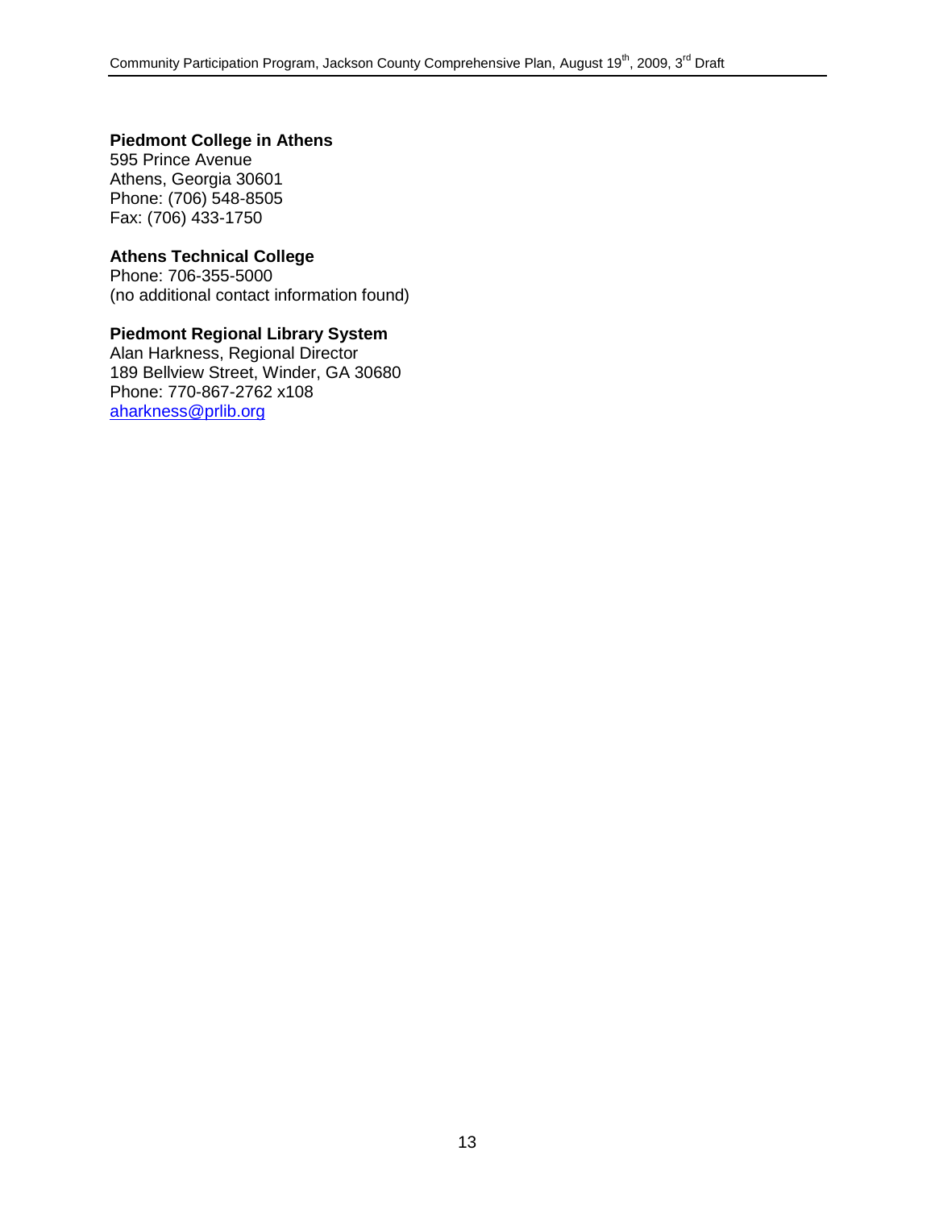**Piedmont College in Athens**
595 Prince Avenue
Athens, Georgia 30601
Phone: (706) 548-8505
Fax: (706) 433-1750

**Athens Technical College**
Phone: 706-355-5000
(no additional contact information found)

**Piedmont Regional Library System**
Alan Harkness, Regional Director
189 Bellview Street, Winder, GA 30680
Phone: 770-867-2762 x108
aharkness@prlib.org